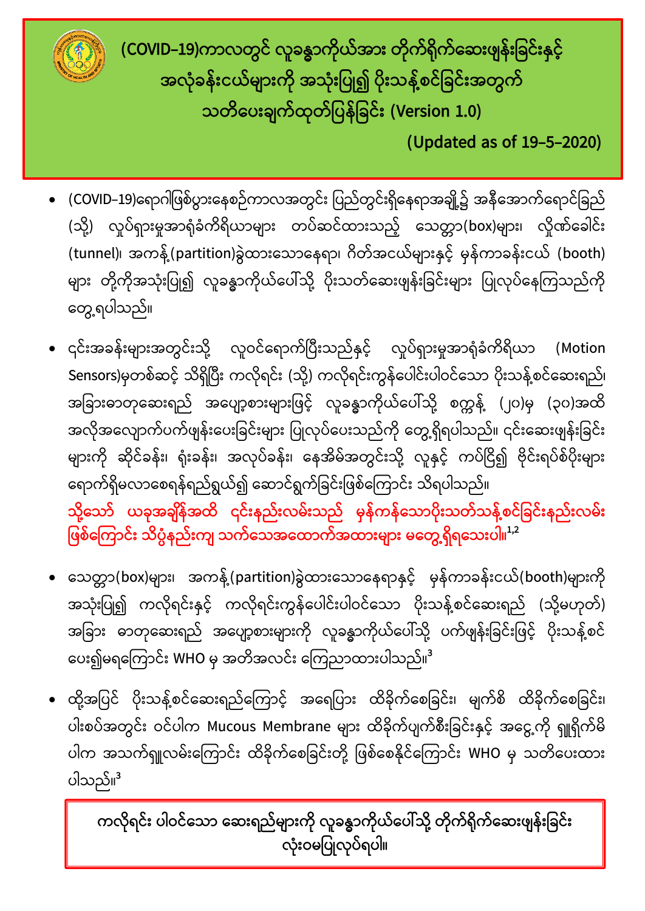# (COVID-19)ကာလတွင် လူခန္ဓာကိုယ်အား တိုက်ရိုက်ဆေးဖျန်းခြင်းနှင့် အလုံခန်းငယ်များကို အသုံးပြု၍ ပိုးသန့်စင်ခြင်းအတွက် သတိပေးချက်ထုတ်ပြန်ခြင်း (Version 1.0)

**(Updated as of 19-5-2020)**

- (COVID-19)ရောဂါဖြစ်ပွားနေစဉ်ကာလအတွင်း ပြည်တွင်းရှိနေရာအချို့၌ အနီအောက်ရောင်ခြည် (သို့) လှုပ်ရှားမှုအာရုံခံကိရိယာများ တပ်ဆင်ထားသည့် သေတ္တာ(box)များ၊ လိုဏ်ခေါင်း (tunnel)၊ အကန့်(partition)ခွဲထားသောနေရာ၊ ဂိတ်အငယ်များနှင့် မှန်ကာခန်းငယ် (booth) များ တို့ကိုအသုံးပြု၍ လူခန္ဓာကိုယ်ပေါ်သို့ ပိုးသတ်ဆေးဖျန်းခြင်းများ ပြုလုပ်နေကြသည်ကို တွေ့ရပါသည်။

- ၎င်းအခန်းများအတွင်းသို့ လူဝင်ရောက်ပြီးသည်နှင့် လှုပ်ရှားမှုအာရုံခံကိရိယာ (Motion Sensors)မှတစ်ဆင့် သိရှိပြီး ကလိုရင်း (သို့) ကလိုရင်းကွန်ပေါင်းပါဝင်သော ပိုးသန့်စင်ဆေးရည်၊ အခြားဓာတုဆေးရည် အပျော့စားများဖြင့် လူခန္ဓာကိုယ်ပေါ်သို့ စက္ကန့် (၂၀)မှ (၃၀)အထိ အလိုအလျောက်ပက်ဖျန်းပေးခြင်းများ ပြုလုပ်ပေးသည်ကို တွေ့ရှိရပါသည်။ ၎င်းဆေးဖျန်းခြင်း များကို ဆိုင်ခန်း၊ ရုံးခန်း၊ အလုပ်ခန်း၊ နေအိမ်အတွင်းသို့ လူနှင့် ကပ်ငြိ၍ ဗိုင်းရပ်စ်ပိုးများ ရောက်ရှိမလာစေရန်ရည်ရွယ်၍ ဆောင်ရွက်ခြင်းဖြစ်ကြောင်း သိရပါသည်။
**သို့သော် ယခုအချိန်အထိ ၎င်းနည်းလမ်းသည် မှန်ကန်သောပိုးသတ်သန့်စင်ခြင်းနည်းလမ်း ဖြစ်ကြောင်း သိပ္ပံနည်းကျ သက်သေအထောက်အထားများ မတွေ့ရှိရသေးပါ။**[1,2]

- သေတ္တာ(box)များ၊ အကန့်(partition)ခွဲထားသောနေရာနှင့် မှန်ကာခန်းငယ်(booth)များကို အသုံးပြု၍ ကလိုရင်းနှင့် ကလိုရင်းကွန်ပေါင်းပါဝင်သော ပိုးသန့်စင်ဆေးရည် (သို့မဟုတ်) အခြား ဓာတုဆေးရည် အပျော့စားများကို လူခန္ဓာကိုယ်ပေါ်သို့ ပက်ဖျန်းခြင်းဖြင့် ပိုးသန့်စင် ပေး၍မရကြောင်း WHO မှ အတိအလင်း ကြေညာထားပါသည်။[3]

- ထို့အပြင် ပိုးသန့်စင်ဆေးရည်ကြောင့် အရေပြား ထိခိုက်စေခြင်း၊ မျက်စိ ထိခိုက်စေခြင်း၊ ပါးစပ်အတွင်း ဝင်ပါက Mucous Membrane များ ထိခိုက်ပျက်စီးခြင်းနှင့် အငွေ့ကို ရှူရှိုက်မိ ပါက အသက်ရှူလမ်းကြောင်း ထိခိုက်စေခြင်းတို့ ဖြစ်စေနိုင်ကြောင်း WHO မှ သတိပေးထား ပါသည်။[3]

**ကလိုရင်း ပါဝင်သော ဆေးရည်များကို လူခန္ဓာကိုယ်ပေါ်သို့ တိုက်ရိုက်ဆေးဖျန်းခြင်း လုံးဝမပြုလုပ်ရပါ။**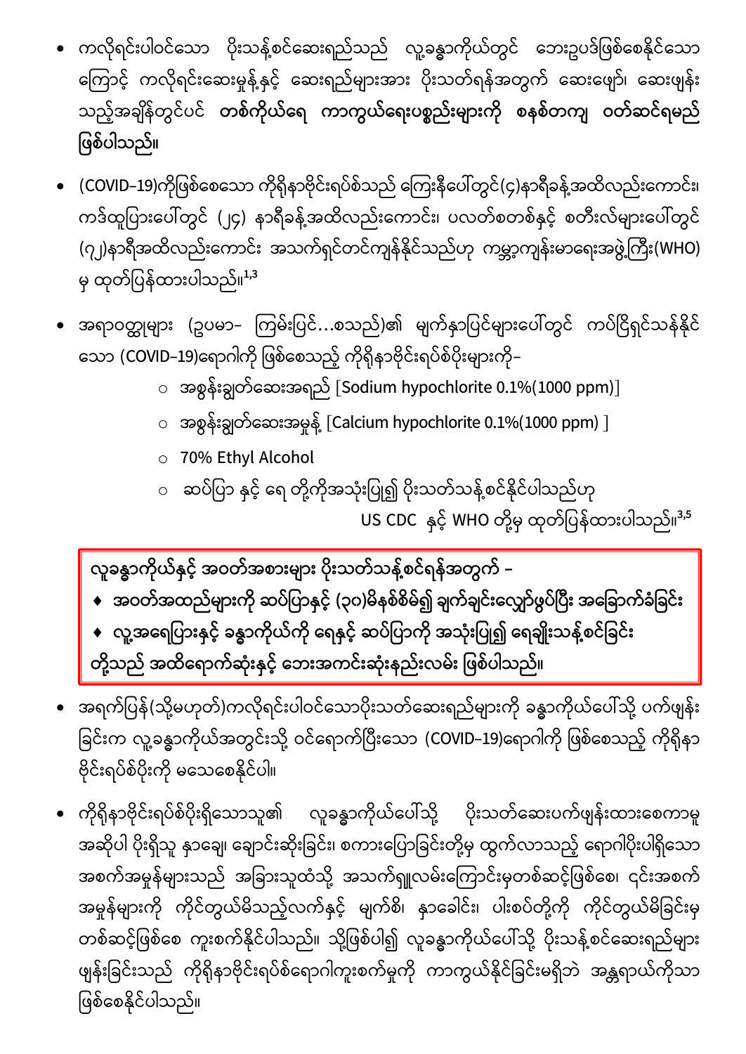- ကလိုရင်းပါဝင်သော ပိုးသန့်စင်ဆေးရည်သည် လူ့ခန္ဓာကိုယ်တွင် ဘေးဥပဒ်ဖြစ်စေနိုင်သောကြောင့် ကလိုရင်းဆေးမှုန့်နှင့် ဆေးရည်များအား ပိုးသတ်ရန်အတွက် ဆေးဖျော်၊ ဆေးဖျန်းသည့်အချိန်တွင်ပင် **တစ်ကိုယ်ရေ ကာကွယ်ရေးပစ္စည်းများကို စနစ်တကျ ဝတ်ဆင်ရမည် ဖြစ်ပါသည်။**

- (COVID–19)ကိုဖြစ်စေသော ကိုရိုနာဗိုင်းရပ်စ်သည် ကြေးနီပေါ်တွင်(၄)နာရီခန့်အထိလည်းကောင်း၊ ကဒ်ထူပြားပေါ်တွင် (၂၄) နာရီခန့်အထိလည်းကောင်း၊ ပလတ်စတစ်နှင့် စတီးလ်များပေါ်တွင် (၇၂)နာရီအထိလည်းကောင်း အသက်ရှင်တင်ကျန်နိုင်သည်ဟု ကမ္ဘာ့ကျန်းမာရေးအဖွဲ့ကြီး(WHO) မှ ထုတ်ပြန်ထားပါသည်။[1,3]

- အရာဝတ္ထုများ (ဥပမာ– ကြမ်းပြင်…စသည်)၏ မျက်နှာပြင်များပေါ်တွင် ကပ်ငြိရှင်သန်နိုင်သော (COVID–19)ရောဂါကို ဖြစ်စေသည့် ကိုရိုနာဗိုင်းရပ်စ်ပိုးများကို–
  - အစွန်းချွတ်ဆေးအရည် [Sodium hypochlorite 0.1%(1000 ppm)]
  - အစွန်းချွတ်ဆေးအမှုန့် [Calcium hypochlorite 0.1%(1000 ppm) ]
  - 70% Ethyl Alcohol
  - ဆပ်ပြာ နှင့် ရေ တို့ကိုအသုံးပြု၍ ပိုးသတ်သန့်စင်နိုင်ပါသည်ဟု US CDC နှင့် WHO တို့မှ ထုတ်ပြန်ထားပါသည်။[3,5]

**လူ့ခန္ဓာကိုယ်နှင့် အဝတ်အစားများ ပိုးသတ်သန့်စင်ရန်အတွက် –**
- ♦ **အဝတ်အထည်များကို ဆပ်ပြာနှင့် (၃၀)မိနစ်စိမ်၍ ချက်ချင်းလျှော်ဖွပ်ပြီး အခြောက်ခံခြင်း**
- ♦ **လူ့အရေပြားနှင့် ခန္ဓာကိုယ်ကို ရေနှင့် ဆပ်ပြာကို အသုံးပြု၍ ရေချိုးသန့်စင်ခြင်း**

**တို့သည် အထိရောက်ဆုံးနှင့် ဘေးအကင်းဆုံးနည်းလမ်း ဖြစ်ပါသည်။**

- အရက်ပြန်(သို့မဟုတ်)ကလိုရင်းပါဝင်သောပိုးသတ်ဆေးရည်များကို ခန္ဓာကိုယ်ပေါ်သို့ ပက်ဖျန်းခြင်းက လူ့ခန္ဓာကိုယ်အတွင်းသို့ ဝင်ရောက်ပြီးသော (COVID–19)ရောဂါကို ဖြစ်စေသည့် ကိုရိုနာဗိုင်းရပ်စ်ပိုးကို မသေစေနိုင်ပါ။

- ကိုရိုနာဗိုင်းရပ်စ်ပိုးရှိသောသူ၏ လူ့ခန္ဓာကိုယ်ပေါ်သို့ ပိုးသတ်ဆေးပက်ဖျန်းထားစေကာမူ အဆိုပါ ပိုးရှိသူ နှာချေ၊ ချောင်းဆိုးခြင်း၊ စကားပြောခြင်းတို့မှ ထွက်လာသည့် ရောဂါပိုးပါရှိသော အစက်အမှုန်များသည် အခြားသူထံသို့ အသက်ရှူလမ်းကြောင်းမှတစ်ဆင့်ဖြစ်စေ၊ ၎င်းအစက်အမှုန်များကို ကိုင်တွယ်မိသည့်လက်နှင့် မျက်စိ၊ နှာခေါင်း၊ ပါးစပ်တို့ကို ကိုင်တွယ်မိခြင်းမှ တစ်ဆင့်ဖြစ်စေ ကူးစက်နိုင်ပါသည်။ သို့ဖြစ်ပါ၍ လူ့ခန္ဓာကိုယ်ပေါ်သို့ ပိုးသန့်စင်ဆေးရည်များဖျန်းခြင်းသည် ကိုရိုနာဗိုင်းရပ်စ်ရောဂါကူးစက်မှုကို ကာကွယ်နိုင်ခြင်းမရှိဘဲ အန္တရာယ်ကိုသာ ဖြစ်စေနိုင်ပါသည်။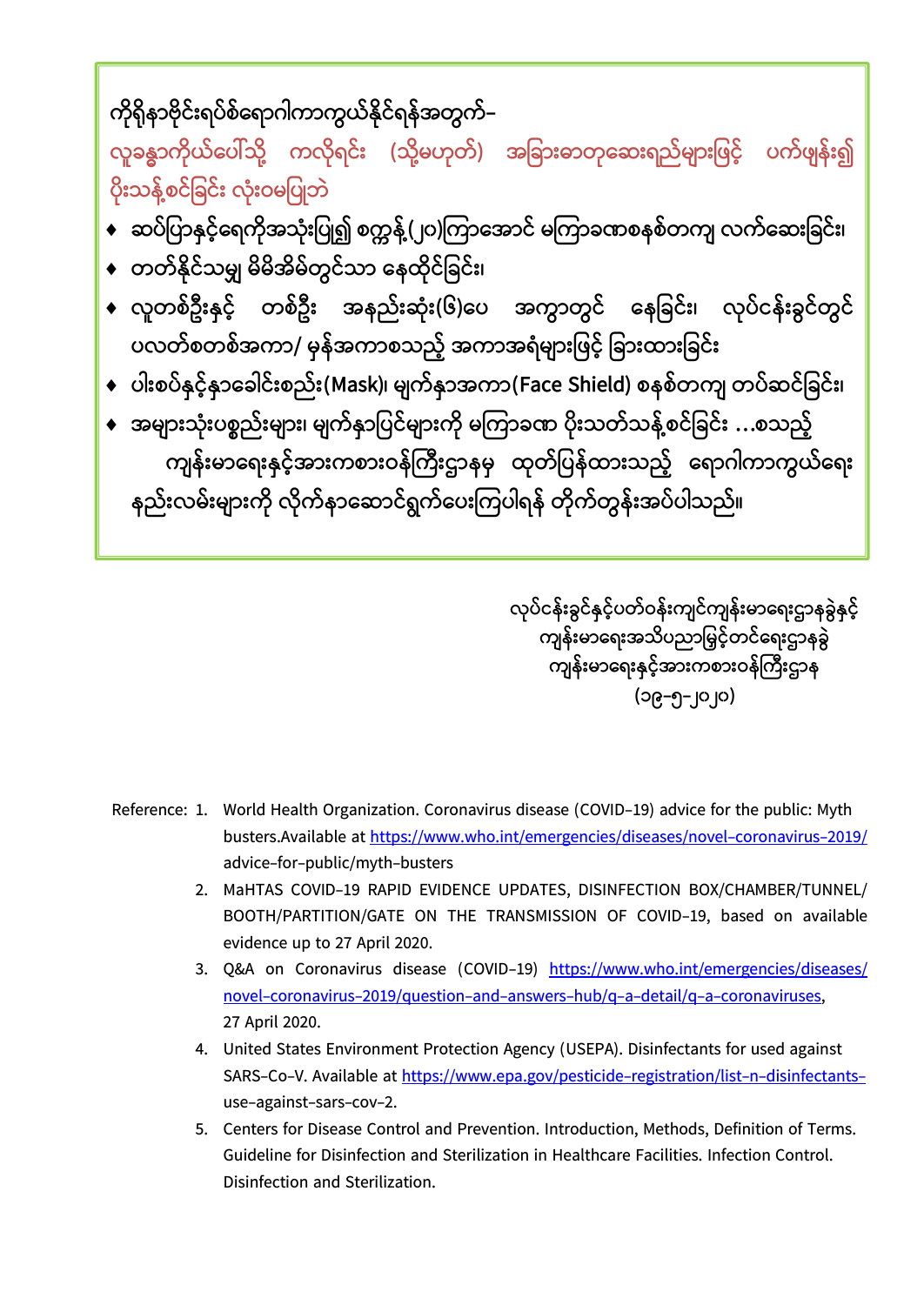**ကိုရိုနာဗိုင်းရပ်စ်ရောဂါကာကွယ်နိုင်ရန်အတွက်-**

လူခန္ဓာကိုယ်ပေါ်သို့ ကလိုရင်း (သို့မဟုတ်) အခြားဓာတုဆေးရည်များဖြင့် ပက်ဖျန်း၍ ပိုးသန့်စင်ခြင်း လုံးဝမပြုဘဲ

- ဆပ်ပြာနှင့်ရေကိုအသုံးပြု၍ စက္ကန့်(၂၀)ကြာအောင် မကြာခဏစနစ်တကျ လက်ဆေးခြင်း၊
- တတ်နိုင်သမျှ မိမိအိမ်တွင်သာ နေထိုင်ခြင်း၊
- လူတစ်ဦးနှင့် တစ်ဦး အနည်းဆုံး(၆)ပေ အကွာတွင် နေခြင်း၊ လုပ်ငန်းခွင်တွင် ပလတ်စတစ်အကာ/ မှန်အကာစသည့် အကာအရံများဖြင့် ခြားထားခြင်း
- ပါးစပ်နှင့်နှာခေါင်းစည်း(Mask)၊ မျက်နှာအကာ(Face Shield) စနစ်တကျ တပ်ဆင်ခြင်း၊
- အများသုံးပစ္စည်းများ၊ မျက်နှာပြင်များကို မကြာခဏ ပိုးသတ်သန့်စင်ခြင်း ...စသည့် ကျန်းမာရေးနှင့်အားကစားဝန်ကြီးဌာနမှ ထုတ်ပြန်ထားသည့် ရောဂါကာကွယ်ရေး နည်းလမ်းများကို လိုက်နာဆောင်ရွက်ပေးကြပါရန် တိုက်တွန်းအပ်ပါသည်။

လုပ်ငန်းခွင်နှင့်ပတ်ဝန်းကျင်ကျန်းမာရေးဌာနခွဲနှင့်
ကျန်းမာရေးအသိပညာမြှင့်တင်ရေးဌာနခွဲ
ကျန်းမာရေးနှင့်အားကစားဝန်ကြီးဌာန
(၁၉-၅-၂၀၂၀)

Reference:
1. World Health Organization. Coronavirus disease (COVID-19) advice for the public: Myth busters.Available at https://www.who.int/emergencies/diseases/novel-coronavirus-2019/advice-for-public/myth-busters
2. MaHTAS COVID-19 RAPID EVIDENCE UPDATES, DISINFECTION BOX/CHAMBER/TUNNEL/BOOTH/PARTITION/GATE ON THE TRANSMISSION OF COVID-19, based on available evidence up to 27 April 2020.
3. Q&A on Coronavirus disease (COVID-19) https://www.who.int/emergencies/diseases/novel-coronavirus-2019/question-and-answers-hub/q-a-detail/q-a-coronaviruses, 27 April 2020.
4. United States Environment Protection Agency (USEPA). Disinfectants for used against SARS-Co-V. Available at https://www.epa.gov/pesticide-registration/list-n-disinfectants-use-against-sars-cov-2.
5. Centers for Disease Control and Prevention. Introduction, Methods, Definition of Terms. Guideline for Disinfection and Sterilization in Healthcare Facilities. Infection Control. Disinfection and Sterilization.